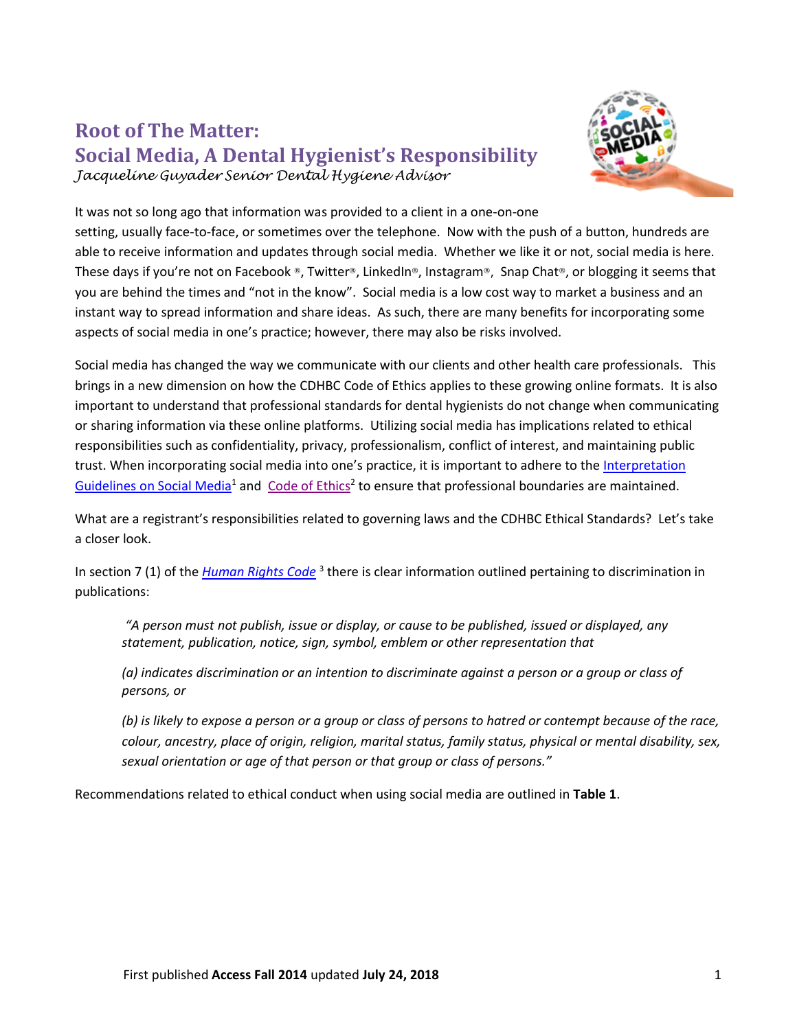# Root of The Matter:
# Social Media, A Dental Hygienist's Responsibility

*Jacqueline Guyader Senior Dental Hygiene Advisor*

It was not so long ago that information was provided to a client in a one-on-one setting, usually face-to-face, or sometimes over the telephone. Now with the push of a button, hundreds are able to receive information and updates through social media. Whether we like it or not, social media is here. These days if you're not on Facebook ®, Twitter®, LinkedIn®, Instagram®, Snap Chat®, or blogging it seems that you are behind the times and "not in the know". Social media is a low cost way to market a business and an instant way to spread information and share ideas. As such, there are many benefits for incorporating some aspects of social media in one's practice; however, there may also be risks involved.

Social media has changed the way we communicate with our clients and other health care professionals. This brings in a new dimension on how the CDHBC Code of Ethics applies to these growing online formats. It is also important to understand that professional standards for dental hygienists do not change when communicating or sharing information via these online platforms. Utilizing social media has implications related to ethical responsibilities such as confidentiality, privacy, professionalism, conflict of interest, and maintaining public trust. When incorporating social media into one's practice, it is important to adhere to the Interpretation Guidelines on Social Media[1] and Code of Ethics[2] to ensure that professional boundaries are maintained.

What are a registrant's responsibilities related to governing laws and the CDHBC Ethical Standards? Let's take a closer look.

In section 7 (1) of the *Human Rights Code* [3] there is clear information outlined pertaining to discrimination in publications:

> *"A person must not publish, issue or display, or cause to be published, issued or displayed, any statement, publication, notice, sign, symbol, emblem or other representation that*
>
> *(a) indicates discrimination or an intention to discriminate against a person or a group or class of persons, or*
>
> *(b) is likely to expose a person or a group or class of persons to hatred or contempt because of the race, colour, ancestry, place of origin, religion, marital status, family status, physical or mental disability, sex, sexual orientation or age of that person or that group or class of persons."*

Recommendations related to ethical conduct when using social media are outlined in **Table 1**.

First published **Access Fall 2014** updated **July 24, 2018**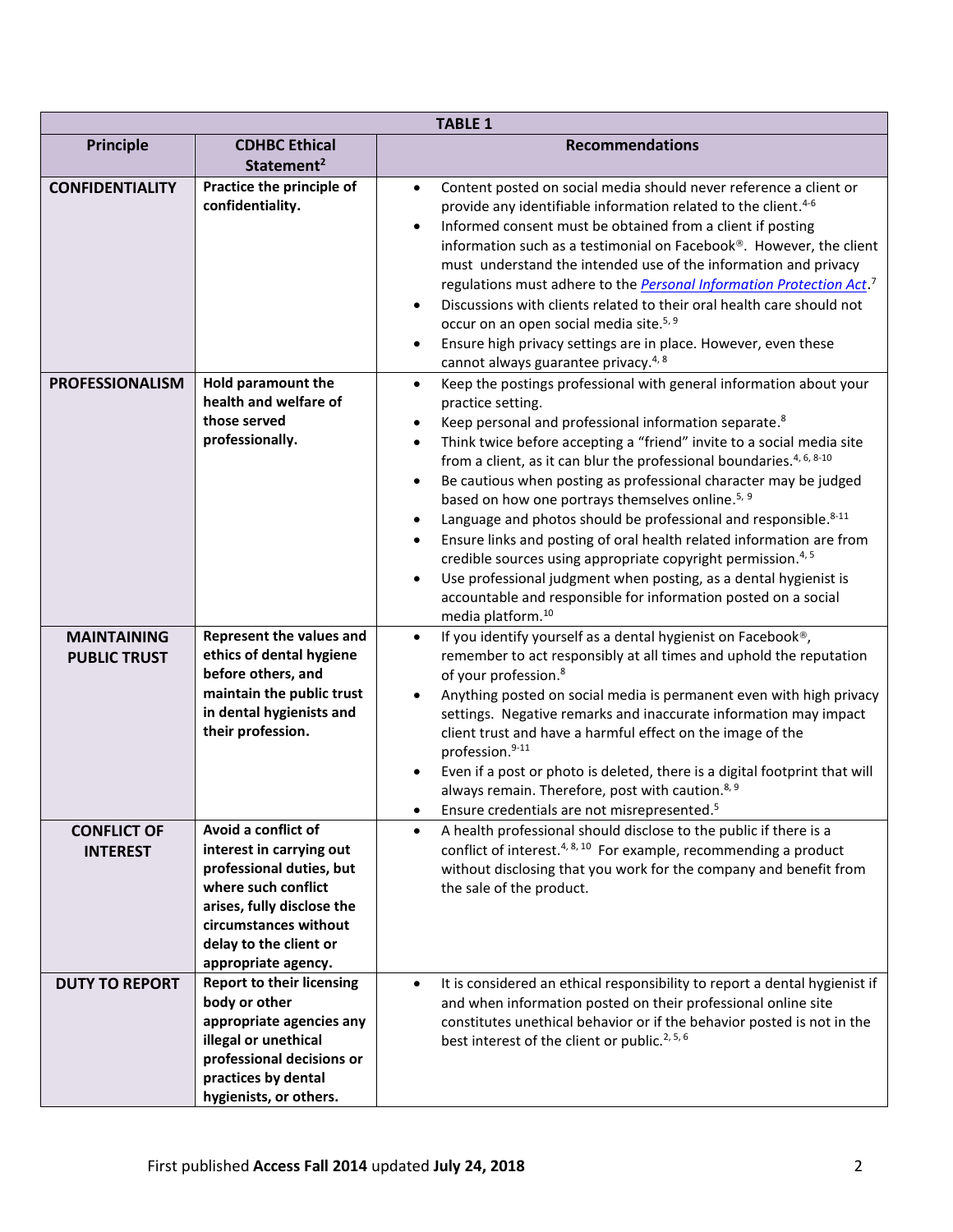| TABLE 1 | | |
|---|---|---|
| **Principle** | **CDHBC Ethical Statement[2]** | **Recommendations** |
| **CONFIDENTIALITY** | **Practice the principle of confidentiality.** | • Content posted on social media should never reference a client or provide any identifiable information related to the client.[4-6]<br>• Informed consent must be obtained from a client if posting information such as a testimonial on Facebook®. However, the client must understand the intended use of the information and privacy regulations must adhere to the *Personal Information Protection Act*.[7]<br>• Discussions with clients related to their oral health care should not occur on an open social media site.[5, 9]<br>• Ensure high privacy settings are in place. However, even these cannot always guarantee privacy.[4, 8] |
| **PROFESSIONALISM** | **Hold paramount the health and welfare of those served professionally.** | • Keep the postings professional with general information about your practice setting.<br>• Keep personal and professional information separate.[8]<br>• Think twice before accepting a "friend" invite to a social media site from a client, as it can blur the professional boundaries.[4, 6, 8-10]<br>• Be cautious when posting as professional character may be judged based on how one portrays themselves online.[5, 9]<br>• Language and photos should be professional and responsible.[8-11]<br>• Ensure links and posting of oral health related information are from credible sources using appropriate copyright permission.[4, 5]<br>• Use professional judgment when posting, as a dental hygienist is accountable and responsible for information posted on a social media platform.[10] |
| **MAINTAINING PUBLIC TRUST** | **Represent the values and ethics of dental hygiene before others, and maintain the public trust in dental hygienists and their profession.** | • If you identify yourself as a dental hygienist on Facebook®, remember to act responsibly at all times and uphold the reputation of your profession.[8]<br>• Anything posted on social media is permanent even with high privacy settings. Negative remarks and inaccurate information may impact client trust and have a harmful effect on the image of the profession.[9-11]<br>• Even if a post or photo is deleted, there is a digital footprint that will always remain. Therefore, post with caution.[8, 9]<br>• Ensure credentials are not misrepresented.[5] |
| **CONFLICT OF INTEREST** | **Avoid a conflict of interest in carrying out professional duties, but where such conflict arises, fully disclose the circumstances without delay to the client or appropriate agency.** | • A health professional should disclose to the public if there is a conflict of interest.[4, 8, 10] For example, recommending a product without disclosing that you work for the company and benefit from the sale of the product. |
| **DUTY TO REPORT** | **Report to their licensing body or other appropriate agencies any illegal or unethical professional decisions or practices by dental hygienists, or others.** | • It is considered an ethical responsibility to report a dental hygienist if and when information posted on their professional online site constitutes unethical behavior or if the behavior posted is not in the best interest of the client or public.[2, 5, 6] |

First published **Access Fall 2014** updated **July 24, 2018**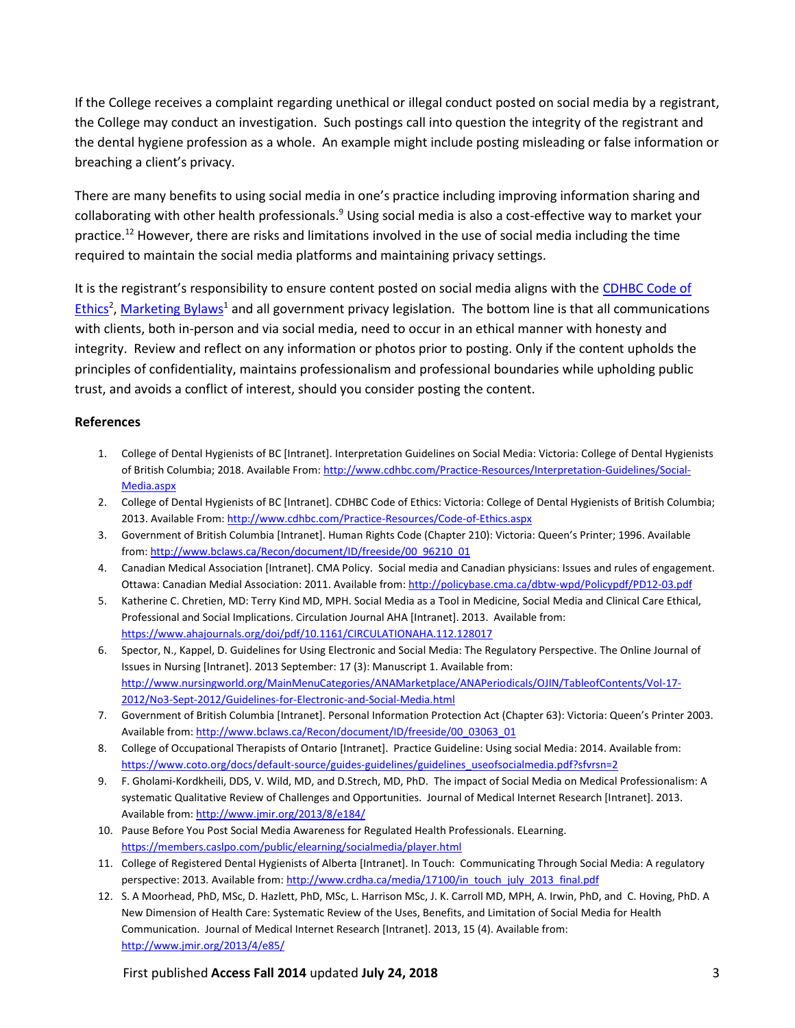If the College receives a complaint regarding unethical or illegal conduct posted on social media by a registrant, the College may conduct an investigation. Such postings call into question the integrity of the registrant and the dental hygiene profession as a whole. An example might include posting misleading or false information or breaching a client's privacy.

There are many benefits to using social media in one's practice including improving information sharing and collaborating with other health professionals.[9] Using social media is also a cost-effective way to market your practice.[12] However, there are risks and limitations involved in the use of social media including the time required to maintain the social media platforms and maintaining privacy settings.

It is the registrant's responsibility to ensure content posted on social media aligns with the CDHBC Code of Ethics[2], Marketing Bylaws[1] and all government privacy legislation. The bottom line is that all communications with clients, both in-person and via social media, need to occur in an ethical manner with honesty and integrity. Review and reflect on any information or photos prior to posting. Only if the content upholds the principles of confidentiality, maintains professionalism and professional boundaries while upholding public trust, and avoids a conflict of interest, should you consider posting the content.

**References**

1. College of Dental Hygienists of BC [Intranet]. Interpretation Guidelines on Social Media: Victoria: College of Dental Hygienists of British Columbia; 2018. Available From: http://www.cdhbc.com/Practice-Resources/Interpretation-Guidelines/Social-Media.aspx
2. College of Dental Hygienists of BC [Intranet]. CDHBC Code of Ethics: Victoria: College of Dental Hygienists of British Columbia; 2013. Available From: http://www.cdhbc.com/Practice-Resources/Code-of-Ethics.aspx
3. Government of British Columbia [Intranet]. Human Rights Code (Chapter 210): Victoria: Queen's Printer; 1996. Available from: http://www.bclaws.ca/Recon/document/ID/freeside/00_96210_01
4. Canadian Medical Association [Intranet]. CMA Policy. Social media and Canadian physicians: Issues and rules of engagement. Ottawa: Canadian Medial Association: 2011. Available from: http://policybase.cma.ca/dbtw-wpd/Policypdf/PD12-03.pdf
5. Katherine C. Chretien, MD: Terry Kind MD, MPH. Social Media as a Tool in Medicine, Social Media and Clinical Care Ethical, Professional and Social Implications. Circulation Journal AHA [Intranet]. 2013. Available from: https://www.ahajournals.org/doi/pdf/10.1161/CIRCULATIONAHA.112.128017
6. Spector, N., Kappel, D. Guidelines for Using Electronic and Social Media: The Regulatory Perspective. The Online Journal of Issues in Nursing [Intranet]. 2013 September: 17 (3): Manuscript 1. Available from: http://www.nursingworld.org/MainMenuCategories/ANAMarketplace/ANAPeriodicals/OJIN/TableofContents/Vol-17-2012/No3-Sept-2012/Guidelines-for-Electronic-and-Social-Media.html
7. Government of British Columbia [Intranet]. Personal Information Protection Act (Chapter 63): Victoria: Queen's Printer 2003. Available from: http://www.bclaws.ca/Recon/document/ID/freeside/00_03063_01
8. College of Occupational Therapists of Ontario [Intranet]. Practice Guideline: Using social Media: 2014. Available from: https://www.coto.org/docs/default-source/guides-guidelines/guidelines_useofsocialmedia.pdf?sfvrsn=2
9. F. Gholami-Kordkheili, DDS, V. Wild, MD, and D.Strech, MD, PhD. The impact of Social Media on Medical Professionalism: A systematic Qualitative Review of Challenges and Opportunities. Journal of Medical Internet Research [Intranet]. 2013. Available from: http://www.jmir.org/2013/8/e184/
10. Pause Before You Post Social Media Awareness for Regulated Health Professionals. ELearning. https://members.caslpo.com/public/elearning/socialmedia/player.html
11. College of Registered Dental Hygienists of Alberta [Intranet]. In Touch: Communicating Through Social Media: A regulatory perspective: 2013. Available from: http://www.crdha.ca/media/17100/in_touch_july_2013_final.pdf
12. S. A Moorhead, PhD, MSc, D. Hazlett, PhD, MSc, L. Harrison MSc, J. K. Carroll MD, MPH, A. Irwin, PhD, and C. Hoving, PhD. A New Dimension of Health Care: Systematic Review of the Uses, Benefits, and Limitation of Social Media for Health Communication. Journal of Medical Internet Research [Intranet]. 2013, 15 (4). Available from: http://www.jmir.org/2013/4/e85/

First published **Access Fall 2014** updated **July 24, 2018**